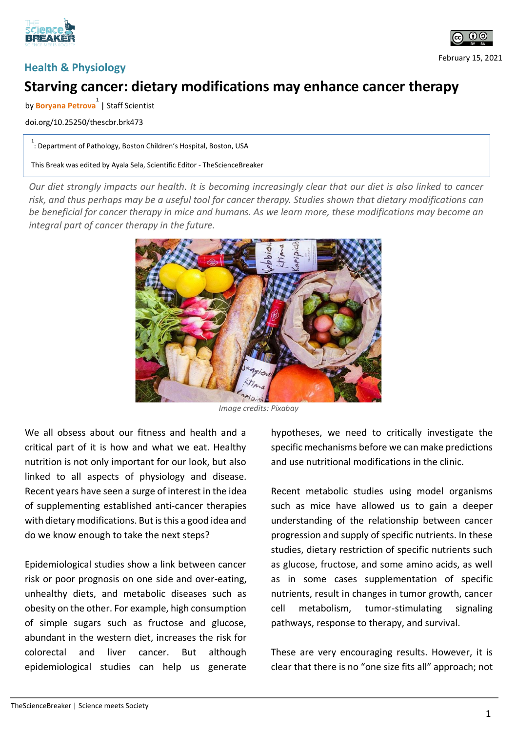Health & Physiology

# Starving cancer: dietary modifications may enhance cancer therapy

by **Boryana Petrova**[1] | Staff Scientist

doi.org/10.25250/thescbr.brk473

[1]: Department of Pathology, Boston Children's Hospital, Boston, USA

This Break was edited by Ayala Sela, Scientific Editor - TheScienceBreaker

February 15, 2021

*Our diet strongly impacts our health. It is becoming increasingly clear that our diet is also linked to cancer risk, and thus perhaps may be a useful tool for cancer therapy. Studies shown that dietary modifications can be beneficial for cancer therapy in mice and humans. As we learn more, these modifications may become an integral part of cancer therapy in the future.*

*Image credits: Pixabay*

We all obsess about our fitness and health and a critical part of it is how and what we eat. Healthy nutrition is not only important for our look, but also linked to all aspects of physiology and disease. Recent years have seen a surge of interest in the idea of supplementing established anti-cancer therapies with dietary modifications. But is this a good idea and do we know enough to take the next steps?

Epidemiological studies show a link between cancer risk or poor prognosis on one side and over-eating, unhealthy diets, and metabolic diseases such as obesity on the other. For example, high consumption of simple sugars such as fructose and glucose, abundant in the western diet, increases the risk for colorectal and liver cancer. But although epidemiological studies can help us generate hypotheses, we need to critically investigate the specific mechanisms before we can make predictions and use nutritional modifications in the clinic.

Recent metabolic studies using model organisms such as mice have allowed us to gain a deeper understanding of the relationship between cancer progression and supply of specific nutrients. In these studies, dietary restriction of specific nutrients such as glucose, fructose, and some amino acids, as well as in some cases supplementation of specific nutrients, result in changes in tumor growth, cancer cell metabolism, tumor-stimulating signaling pathways, response to therapy, and survival.

These are very encouraging results. However, it is clear that there is no "one size fits all" approach; not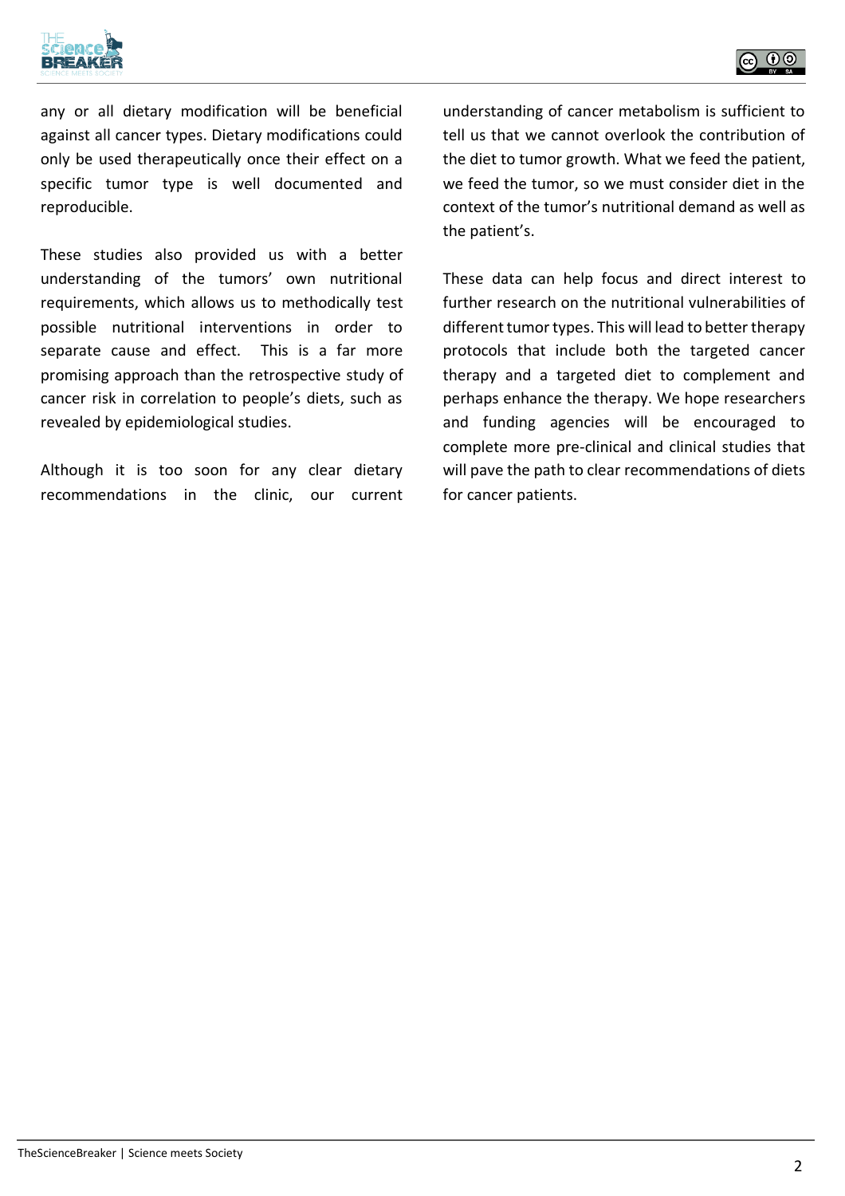any or all dietary modification will be beneficial against all cancer types. Dietary modifications could only be used therapeutically once their effect on a specific tumor type is well documented and reproducible.

These studies also provided us with a better understanding of the tumors' own nutritional requirements, which allows us to methodically test possible nutritional interventions in order to separate cause and effect. This is a far more promising approach than the retrospective study of cancer risk in correlation to people's diets, such as revealed by epidemiological studies.

Although it is too soon for any clear dietary recommendations in the clinic, our current understanding of cancer metabolism is sufficient to tell us that we cannot overlook the contribution of the diet to tumor growth. What we feed the patient, we feed the tumor, so we must consider diet in the context of the tumor's nutritional demand as well as the patient's.

These data can help focus and direct interest to further research on the nutritional vulnerabilities of different tumor types. This will lead to better therapy protocols that include both the targeted cancer therapy and a targeted diet to complement and perhaps enhance the therapy. We hope researchers and funding agencies will be encouraged to complete more pre-clinical and clinical studies that will pave the path to clear recommendations of diets for cancer patients.